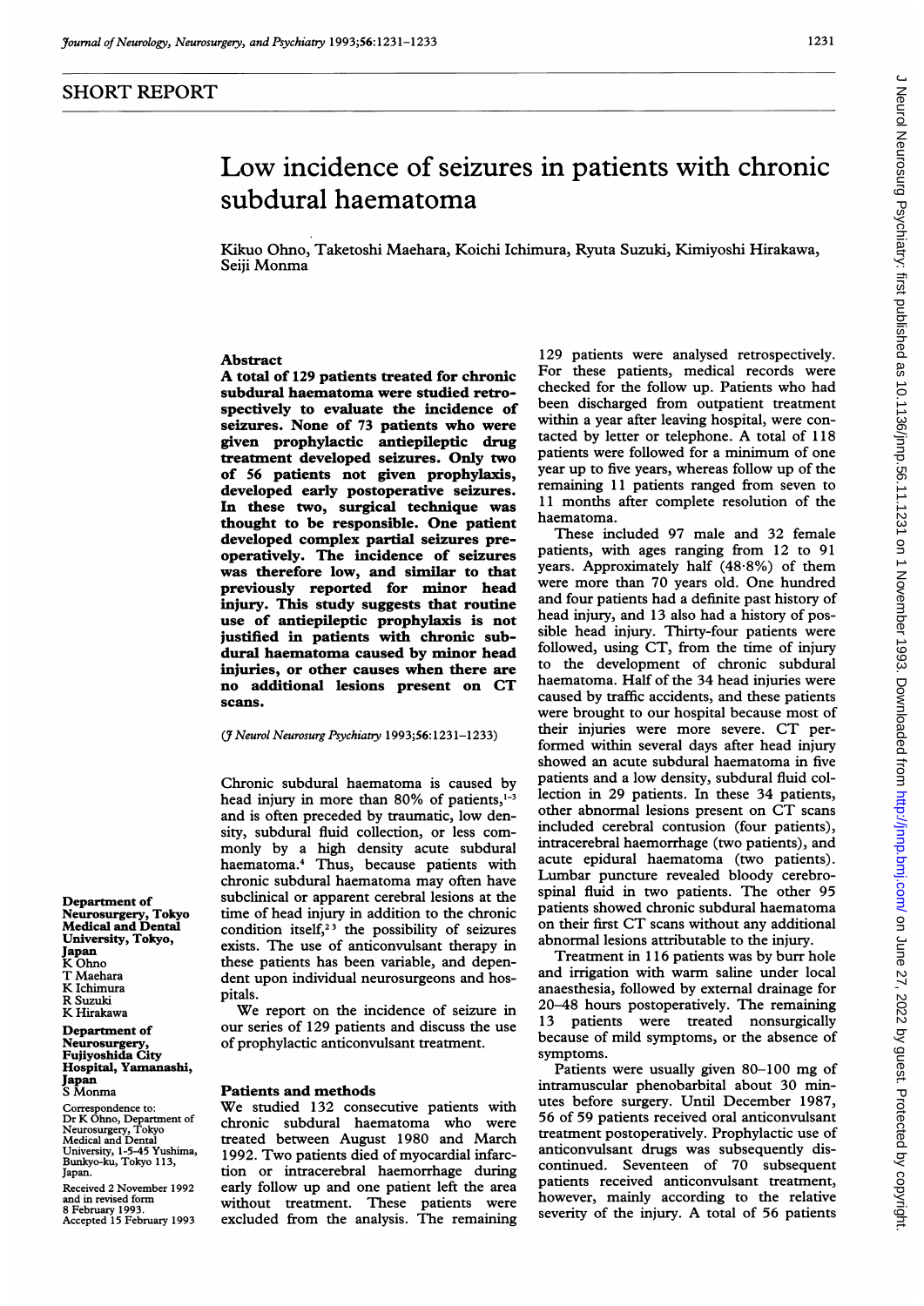SHORT REPORT

# Low incidence of seizures in patients with chronic subdural haematoma

Kikuo Ohno, Taketoshi Maehara, Koichi Ichimura, Ryuta Suzuki, Kimiyoshi Hirakawa, Seiji Monma

## Abstract

**A total of 129 patients treated for chronic subdural haematoma were studied retrospectively to evaluate the incidence of seizures. None of 73 patients who were given prophylactic antiepileptic drug treatment developed seizures. Only two of 56 patients not given prophylaxis, developed early postoperative seizures. In these two, surgical technique was thought to be responsible. One patient developed complex partial seizures preoperatively. The incidence of seizures was therefore low, and similar to that previously reported for minor head injury. This study suggests that routine use of antiepileptic prophylaxis is not justified in patients with chronic subdural haematoma caused by minor head injuries, or other causes when there are no additional lesions present on CT scans.**

(*J Neurol Neurosurg Psychiatry* 1993;56:1231–1233)

Chronic subdural haematoma is caused by head injury in more than 80% of patients,[1-3] and is often preceded by traumatic, low density, subdural fluid collection, or less commonly by a high density acute subdural haematoma.[4] Thus, because patients with chronic subdural haematoma may often have subclinical or apparent cerebral lesions at the time of head injury in addition to the chronic condition itself,[2 3] the possibility of seizures exists. The use of anticonvulsant therapy in these patients has been variable, and dependent upon individual neurosurgeons and hospitals.

We report on the incidence of seizure in our series of 129 patients and discuss the use of prophylactic anticonvulsant treatment.

## Patients and methods

We studied 132 consecutive patients with chronic subdural haematoma who were treated between August 1980 and March 1992. Two patients died of myocardial infarction or intracerebral haemorrhage during early follow up and one patient left the area without treatment. These patients were excluded from the analysis. The remaining 129 patients were analysed retrospectively. For these patients, medical records were checked for the follow up. Patients who had been discharged from outpatient treatment within a year after leaving hospital, were contacted by letter or telephone. A total of 118 patients were followed for a minimum of one year up to five years, whereas follow up of the remaining 11 patients ranged from seven to 11 months after complete resolution of the haematoma.

These included 97 male and 32 female patients, with ages ranging from 12 to 91 years. Approximately half (48·8%) of them were more than 70 years old. One hundred and four patients had a definite past history of head injury, and 13 also had a history of possible head injury. Thirty-four patients were followed, using CT, from the time of injury to the development of chronic subdural haematoma. Half of the 34 head injuries were caused by traffic accidents, and these patients were brought to our hospital because most of their injuries were more severe. CT performed within several days after head injury showed an acute subdural haematoma in five patients and a low density, subdural fluid collection in 29 patients. In these 34 patients, other abnormal lesions present on CT scans included cerebral contusion (four patients), intracerebral haemorrhage (two patients), and acute epidural haematoma (two patients). Lumbar puncture revealed bloody cerebrospinal fluid in two patients. The other 95 patients showed chronic subdural haematoma on their first CT scans without any additional abnormal lesions attributable to the injury.

Treatment in 116 patients was by burr hole and irrigation with warm saline under local anaesthesia, followed by external drainage for 20–48 hours postoperatively. The remaining 13 patients were treated nonsurgically because of mild symptoms, or the absence of symptoms.

Patients were usually given 80–100 mg of intramuscular phenobarbital about 30 minutes before surgery. Until December 1987, 56 of 59 patients received oral anticonvulsant treatment postoperatively. Prophylactic use of anticonvulsant drugs was subsequently discontinued. Seventeen of 70 subsequent patients received anticonvulsant treatment, however, mainly according to the relative severity of the injury. A total of 56 patients

Department of Neurosurgery, Tokyo Medical and Dental University, Tokyo, Japan
K Ohno
T Maehara
K Ichimura
R Suzuki
K Hirakawa

Department of Neurosurgery, Fujiyoshida City Hospital, Yamanashi, Japan
S Monma

Correspondence to: Dr K Ohno, Department of Neurosurgery, Tokyo Medical and Dental University, 1-5-45 Yushima, Bunkyo-ku, Tokyo 113, Japan.

Received 2 November 1992 and in revised form 8 February 1993. Accepted 15 February 1993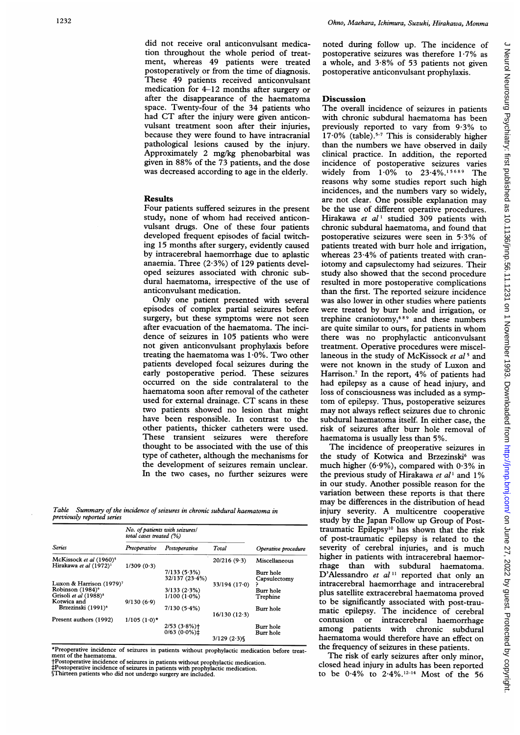did not receive oral anticonvulsant medication throughout the whole period of treatment, whereas 49 patients were treated postoperatively or from the time of diagnosis. These 49 patients received anticonvulsant medication for 4–12 months after surgery or after the disappearance of the haematoma space. Twenty-four of the 34 patients who had CT after the injury were given anticonvulsant treatment soon after their injuries, because they were found to have intracranial pathological lesions caused by the injury. Approximately 2 mg/kg phenobarbital was given in 88% of the 73 patients, and the dose was decreased according to age in the elderly.

## Results

Four patients suffered seizures in the present study, none of whom had received anticonvulsant drugs. One of these four patients developed frequent episodes of facial twitching 15 months after surgery, evidently caused by intracerebral haemorrhage due to aplastic anaemia. Three (2·3%) of 129 patients developed seizures associated with chronic subdural haematoma, irrespective of the use of anticonvulsant medication.

Only one patient presented with several episodes of complex partial seizures before surgery, but these symptoms were not seen after evacuation of the haematoma. The incidence of seizures in 105 patients who were not given anticonvulsant prophylaxis before treating the haematoma was 1·0%. Two other patients developed focal seizures during the early postoperative period. These seizures occurred on the side contralateral to the haematoma soon after removal of the catheter used for external drainage. CT scans in these two patients showed no lesion that might have been responsible. In contrast to the other patients, thicker catheters were used. These transient seizures were therefore thought to be associated with the use of this type of catheter, although the mechanisms for the development of seizures remain unclear. In the two cases, no further seizures were noted during follow up. The incidence of postoperative seizures was therefore 1·7% as a whole, and 3·8% of 53 patients not given postoperative anticonvulsant prophylaxis.

Table *Summary of the incidence of seizures in chronic subdural haematoma in previously reported series*

| Series | No. of patients with seizures/ total cases treated (%) | | | Operative procedure |
|---|---|---|---|---|
| | Preoperative | Postoperative | Total | |
| McKissock *et al* (1960)[5] | | | 20/216 (9·3) | Miscellaneous |
| Hirakawa *et al* (1972)[1] | 1/309 (0·3) | 7/133 (5·3%) | | Burr hole |
| | | 32/137 (23·4%) | | Capsulectomy |
| Luxon & Harrison (1979)[7] | | | 33/194 (17·0) | ? |
| Robinson (1984)[9] | | 3/133 (2·3%) | | Burr hole |
| Grisoli *et al* (1988)[8] | | 1/100 (1·0%) | | Trephine |
| Kotwica and Brzezinski (1991)[6] | 9/130 (6·9) | 7/130 (5·4%) | 16/130 (12·3) | Burr hole |
| Present authors (1992) | 1/105 (1·0)* | 2/53 (3·8%)† | | Burr hole |
| | | 0/63 (0·0%)‡ | | Burr hole |
| | | | 3/129 (2·3)§ | |

*Preoperative incidence of seizures in patients without prophylactic medication before treatment of the haematoma.
†Postoperative incidence of seizures in patients without prophylactic medication.
‡Postoperative incidence of seizures in patients with prophylactic medication.
§Thirteen patients who did not undergo surgery are included.

## Discussion

The overall incidence of seizures in patients with chronic subdural haematoma has been previously reported to vary from 9·3% to 17·0% (table).[5-7] This is considerably higher than the numbers we have observed in daily clinical practice. In addition, the reported incidence of postoperative seizures varies widely from 1·0% to 23·4%.[1,5,6,8,9] The reasons why some studies report such high incidences, and the numbers vary so widely, are not clear. One possible explanation may be the use of different operative procedures. Hirakawa *et al*[1] studied 309 patients with chronic subdural haematoma, and found that postoperative seizures were seen in 5·3% of patients treated with burr hole and irrigation, whereas 23·4% of patients treated with craniotomy and capsulectomy had seizures. Their study also showed that the second procedure resulted in more postoperative complications than the first. The reported seizure incidence was also lower in other studies where patients were treated by burr hole and irrigation, or trephine craniotomy,[6,8,9] and these numbers are quite similar to ours, for patients in whom there was no prophylactic anticonvulsant treatment. Operative procedures were miscellaneous in the study of McKissock *et al*[5] and were not known in the study of Luxon and Harrison.[7] In the report, 4% of patients had epilepsy as a cause of head injury, and loss of consciousness was included as a symptom of epilepsy. Thus, postoperative seizures may not always reflect seizures due to chronic subdural haematoma itself. In either case, the risk of seizures after burr hole removal of haematoma is usually less than 5%.

The incidence of preoperative seizures in the study of Kotwica and Brzezinski[6] was much higher (6·9%), compared with 0·3% in the previous study of Hirakawa *et al*[1] and 1% in our study. Another possible reason for the variation between these reports is that there may be differences in the distribution of head injury severity. A multicentre cooperative study by the Japan Follow up Group of Post-traumatic Epilepsy[10] has shown that the risk of post-traumatic epilepsy is related to the severity of cerebral injuries, and is much higher in patients with intracerebral haemorrhage than with subdural haematoma. D'Alessandro *et al*[11] reported that only an intracerebral haemorrhage and intracerebral plus satellite extracerebral haematoma proved to be significantly associated with post-traumatic epilepsy. The incidence of cerebral contusion or intracerebral haemorrhage among patients with chronic subdural haematoma would therefore have an effect on the frequency of seizures in these patients.

The risk of early seizures after only minor, closed head injury in adults has been reported to be 0·4% to 2·4%.[12-14] Most of the 56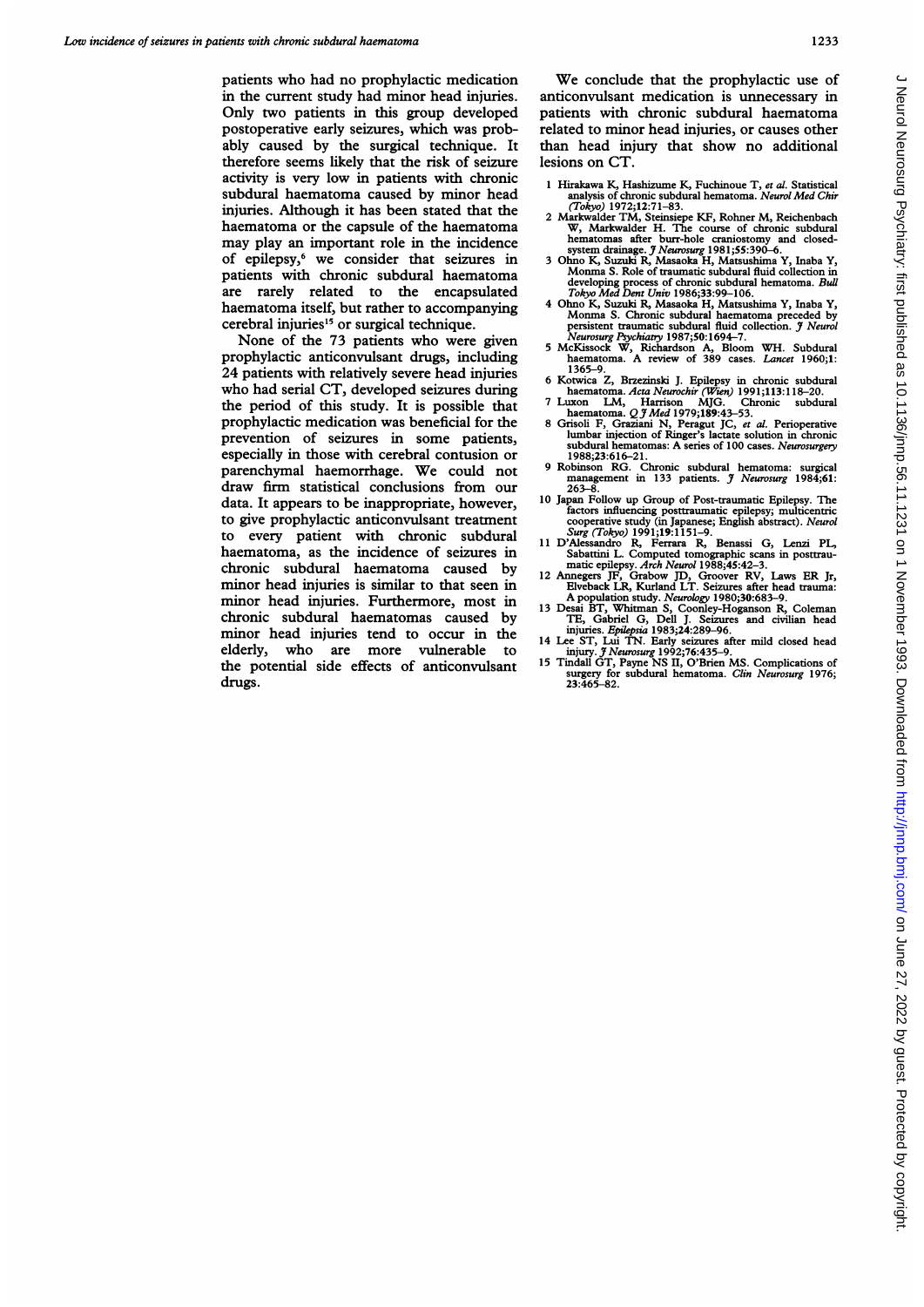patients who had no prophylactic medication in the current study had minor head injuries. Only two patients in this group developed postoperative early seizures, which was probably caused by the surgical technique. It therefore seems likely that the risk of seizure activity is very low in patients with chronic subdural haematoma caused by minor head injuries. Although it has been stated that the haematoma or the capsule of the haematoma may play an important role in the incidence of epilepsy,[6] we consider that seizures in patients with chronic subdural haematoma are rarely related to the encapsulated haematoma itself, but rather to accompanying cerebral injuries[15] or surgical technique.

None of the 73 patients who were given prophylactic anticonvulsant drugs, including 24 patients with relatively severe head injuries who had serial CT, developed seizures during the period of this study. It is possible that prophylactic medication was beneficial for the prevention of seizures in some patients, especially in those with cerebral contusion or parenchymal haemorrhage. We could not draw firm statistical conclusions from our data. It appears to be inappropriate, however, to give prophylactic anticonvulsant treatment to every patient with chronic subdural haematoma, as the incidence of seizures in chronic subdural haematoma caused by minor head injuries is similar to that seen in minor head injuries. Furthermore, most in chronic subdural haematomas caused by minor head injuries tend to occur in the elderly, who are more vulnerable to the potential side effects of anticonvulsant drugs.

We conclude that the prophylactic use of anticonvulsant medication is unnecessary in patients with chronic subdural haematoma related to minor head injuries, or causes other than head injury that show no additional lesions on CT.

1. Hirakawa K, Hashizume K, Fuchinoue T, *et al.* Statistical analysis of chronic subdural hematoma. *Neurol Med Chir (Tokyo)* 1972;12:71–83.
2. Markwalder TM, Steinsiepe KF, Rohner M, Reichenbach W, Markwalder H. The course of chronic subdural hematomas after burr-hole craniostomy and closed-system drainage. *J Neurosurg* 1981;55:390–6.
3. Ohno K, Suzuki R, Masaoka H, Matsushima Y, Inaba Y, Monma S. Role of traumatic subdural fluid collection in developing process of chronic subdural hematoma. *Bull Tokyo Med Dent Univ* 1986;33:99–106.
4. Ohno K, Suzuki R, Masaoka H, Matsushima Y, Inaba Y, Monma S. Chronic subdural haematoma preceded by persistent traumatic subdural fluid collection. *J Neurol Neurosurg Psychiatry* 1987;50:1694–7.
5. McKissock W, Richardson A, Bloom WH. Subdural haematoma. A review of 389 cases. *Lancet* 1960;1:1365–9.
6. Kotwica Z, Brzezinski J. Epilepsy in chronic subdural haematoma. *Acta Neurochir (Wien)* 1991;113:118–20.
7. Luxon LM, Harrison MJG. Chronic subdural haematoma. *Q J Med* 1979;189:43–53.
8. Grisoli F, Graziani N, Peragut JC, *et al.* Perioperative lumbar injection of Ringer's lactate solution in chronic subdural hematomas: A series of 100 cases. *Neurosurgery* 1988;23:616–21.
9. Robinson RG. Chronic subdural hematoma: surgical management in 133 patients. *J Neurosurg* 1984;61:263–8.
10. Japan Follow up Group of Post-traumatic Epilepsy. The factors influencing posttraumatic epilepsy; multicentric cooperative study (in Japanese; English abstract). *Neurol Surg (Tokyo)* 1991;19:1151–9.
11. D'Alessandro R, Ferrara R, Benassi G, Lenzi PL, Sabattini L. Computed tomographic scans in posttraumatic epilepsy. *Arch Neurol* 1988;45:42–3.
12. Annegers JF, Grabow JD, Groover RV, Laws ER Jr, Elveback LR, Kurland LT. Seizures after head trauma: A population study. *Neurology* 1980;30:683–9.
13. Desai BT, Whitman S, Coonley-Hoganson R, Coleman TE, Gabriel G, Dell J. Seizures and civilian head injuries. *Epilepsia* 1983;24:289–96.
14. Lee ST, Lui TN. Early seizures after mild closed head injury. *J Neurosurg* 1992;76:435–9.
15. Tindall GT, Payne NS II, O'Brien MS. Complications of surgery for subdural hematoma. *Clin Neurosurg* 1976;23:465–82.